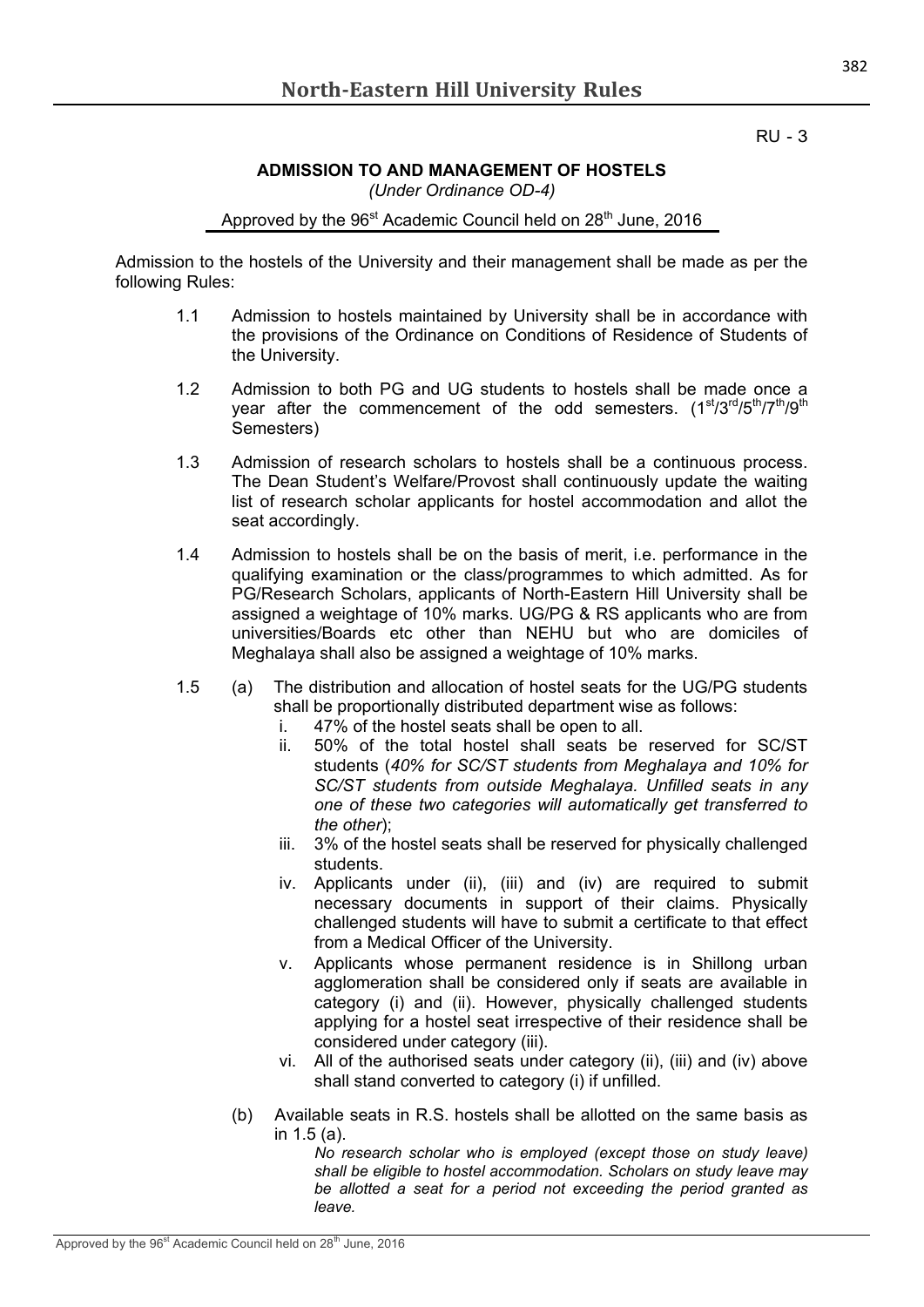RU - 3

## ADMISSION TO AND MANAGEMENT OF HOSTELS

*(Under Ordinance OD-4)*

Approved by the 96st Academic Council held on 28th June, 2016

Admission to the hostels of the University and their management shall be made as per the following Rules:

1.1 Admission to hostels maintained by University shall be in accordance with the provisions of the Ordinance on Conditions of Residence of Students of the University.

1.2 Admission to both PG and UG students to hostels shall be made once a year after the commencement of the odd semesters. (1st/3rd/5th/7th/9th Semesters)

1.3 Admission of research scholars to hostels shall be a continuous process. The Dean Student's Welfare/Provost shall continuously update the waiting list of research scholar applicants for hostel accommodation and allot the seat accordingly.

1.4 Admission to hostels shall be on the basis of merit, i.e. performance in the qualifying examination or the class/programmes to which admitted. As for PG/Research Scholars, applicants of North-Eastern Hill University shall be assigned a weightage of 10% marks. UG/PG & RS applicants who are from universities/Boards etc other than NEHU but who are domiciles of Meghalaya shall also be assigned a weightage of 10% marks.

1.5 (a) The distribution and allocation of hostel seats for the UG/PG students shall be proportionally distributed department wise as follows:

i. 47% of the hostel seats shall be open to all.

ii. 50% of the total hostel shall seats be reserved for SC/ST students (*40% for SC/ST students from Meghalaya and 10% for SC/ST students from outside Meghalaya. Unfilled seats in any one of these two categories will automatically get transferred to the other*);

iii. 3% of the hostel seats shall be reserved for physically challenged students.

iv. Applicants under (ii), (iii) and (iv) are required to submit necessary documents in support of their claims. Physically challenged students will have to submit a certificate to that effect from a Medical Officer of the University.

v. Applicants whose permanent residence is in Shillong urban agglomeration shall be considered only if seats are available in category (i) and (ii). However, physically challenged students applying for a hostel seat irrespective of their residence shall be considered under category (iii).

vi. All of the authorised seats under category (ii), (iii) and (iv) above shall stand converted to category (i) if unfilled.

(b) Available seats in R.S. hostels shall be allotted on the same basis as in 1.5 (a).

*No research scholar who is employed (except those on study leave) shall be eligible to hostel accommodation. Scholars on study leave may be allotted a seat for a period not exceeding the period granted as leave.*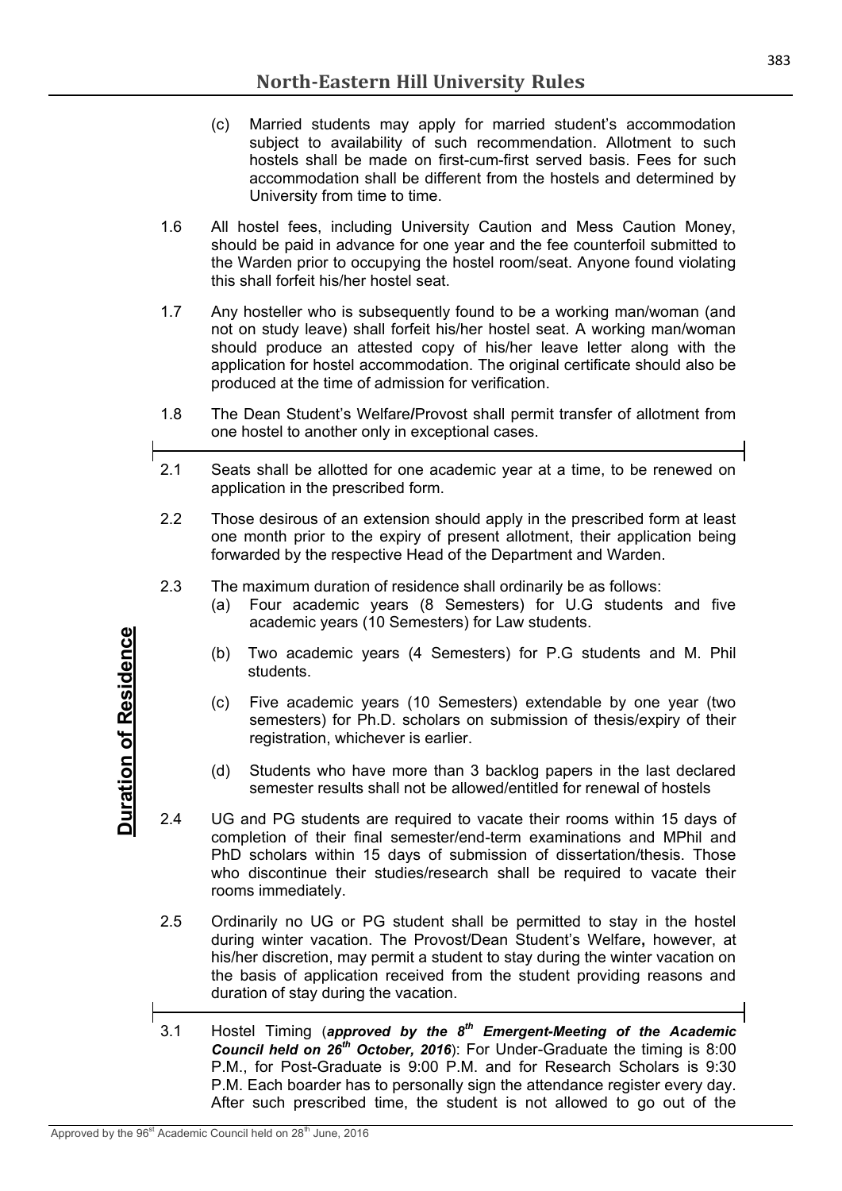(c) Married students may apply for married student's accommodation subject to availability of such recommendation. Allotment to such hostels shall be made on first-cum-first served basis. Fees for such accommodation shall be different from the hostels and determined by University from time to time.

1.6 All hostel fees, including University Caution and Mess Caution Money, should be paid in advance for one year and the fee counterfoil submitted to the Warden prior to occupying the hostel room/seat. Anyone found violating this shall forfeit his/her hostel seat.

1.7 Any hosteller who is subsequently found to be a working man/woman (and not on study leave) shall forfeit his/her hostel seat. A working man/woman should produce an attested copy of his/her leave letter along with the application for hostel accommodation. The original certificate should also be produced at the time of admission for verification.

1.8 The Dean Student's Welfare/Provost shall permit transfer of allotment from one hostel to another only in exceptional cases.

**Duration of Residence**

2.1 Seats shall be allotted for one academic year at a time, to be renewed on application in the prescribed form.

2.2 Those desirous of an extension should apply in the prescribed form at least one month prior to the expiry of present allotment, their application being forwarded by the respective Head of the Department and Warden.

2.3 The maximum duration of residence shall ordinarily be as follows:

(a) Four academic years (8 Semesters) for U.G students and five academic years (10 Semesters) for Law students.

(b) Two academic years (4 Semesters) for P.G students and M. Phil students.

(c) Five academic years (10 Semesters) extendable by one year (two semesters) for Ph.D. scholars on submission of thesis/expiry of their registration, whichever is earlier.

(d) Students who have more than 3 backlog papers in the last declared semester results shall not be allowed/entitled for renewal of hostels

2.4 UG and PG students are required to vacate their rooms within 15 days of completion of their final semester/end-term examinations and MPhil and PhD scholars within 15 days of submission of dissertation/thesis. Those who discontinue their studies/research shall be required to vacate their rooms immediately.

2.5 Ordinarily no UG or PG student shall be permitted to stay in the hostel during winter vacation. The Provost/Dean Student's Welfare**,** however, at his/her discretion, may permit a student to stay during the winter vacation on the basis of application received from the student providing reasons and duration of stay during the vacation.

3.1 Hostel Timing (***approved by the 8th Emergent-Meeting of the Academic Council held on 26th October, 2016***): For Under-Graduate the timing is 8:00 P.M., for Post-Graduate is 9:00 P.M. and for Research Scholars is 9:30 P.M. Each boarder has to personally sign the attendance register every day. After such prescribed time, the student is not allowed to go out of the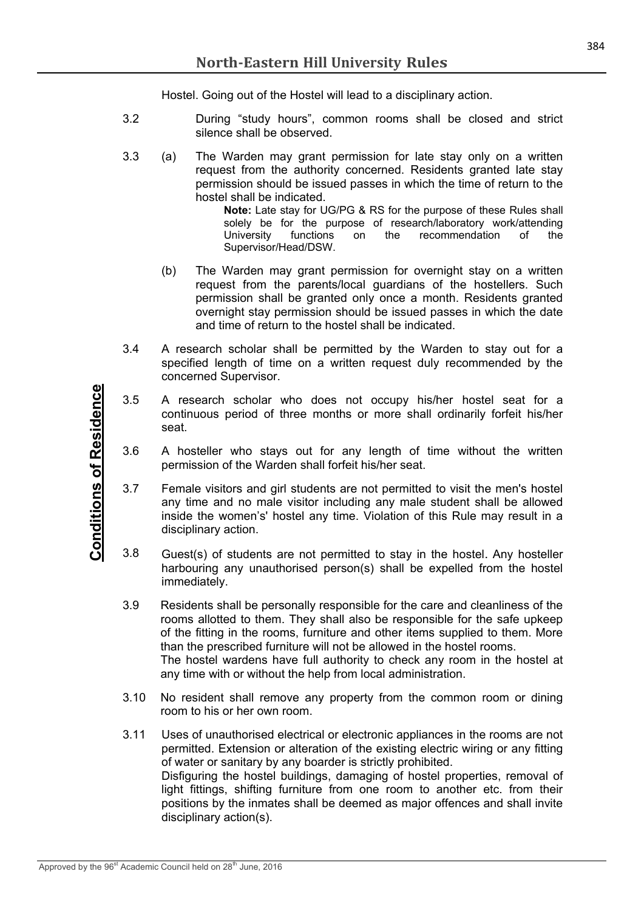Hostel. Going out of the Hostel will lead to a disciplinary action.

3.2 During "study hours", common rooms shall be closed and strict silence shall be observed.

3.3 (a) The Warden may grant permission for late stay only on a written request from the authority concerned. Residents granted late stay permission should be issued passes in which the time of return to the hostel shall be indicated.

> **Note:** Late stay for UG/PG & RS for the purpose of these Rules shall solely be for the purpose of research/laboratory work/attending University functions on the recommendation of the Supervisor/Head/DSW.

(b) The Warden may grant permission for overnight stay on a written request from the parents/local guardians of the hostellers. Such permission shall be granted only once a month. Residents granted overnight stay permission should be issued passes in which the date and time of return to the hostel shall be indicated.

3.4 A research scholar shall be permitted by the Warden to stay out for a specified length of time on a written request duly recommended by the concerned Supervisor.

3.5 A research scholar who does not occupy his/her hostel seat for a continuous period of three months or more shall ordinarily forfeit his/her seat.

3.6 A hosteller who stays out for any length of time without the written permission of the Warden shall forfeit his/her seat.

3.7 Female visitors and girl students are not permitted to visit the men's hostel any time and no male visitor including any male student shall be allowed inside the women's' hostel any time. Violation of this Rule may result in a disciplinary action.

3.8 Guest(s) of students are not permitted to stay in the hostel. Any hosteller harbouring any unauthorised person(s) shall be expelled from the hostel immediately.

3.9 Residents shall be personally responsible for the care and cleanliness of the rooms allotted to them. They shall also be responsible for the safe upkeep of the fitting in the rooms, furniture and other items supplied to them. More than the prescribed furniture will not be allowed in the hostel rooms.
The hostel wardens have full authority to check any room in the hostel at any time with or without the help from local administration.

3.10 No resident shall remove any property from the common room or dining room to his or her own room.

3.11 Uses of unauthorised electrical or electronic appliances in the rooms are not permitted. Extension or alteration of the existing electric wiring or any fitting of water or sanitary by any boarder is strictly prohibited.
Disfiguring the hostel buildings, damaging of hostel properties, removal of light fittings, shifting furniture from one room to another etc. from their positions by the inmates shall be deemed as major offences and shall invite disciplinary action(s).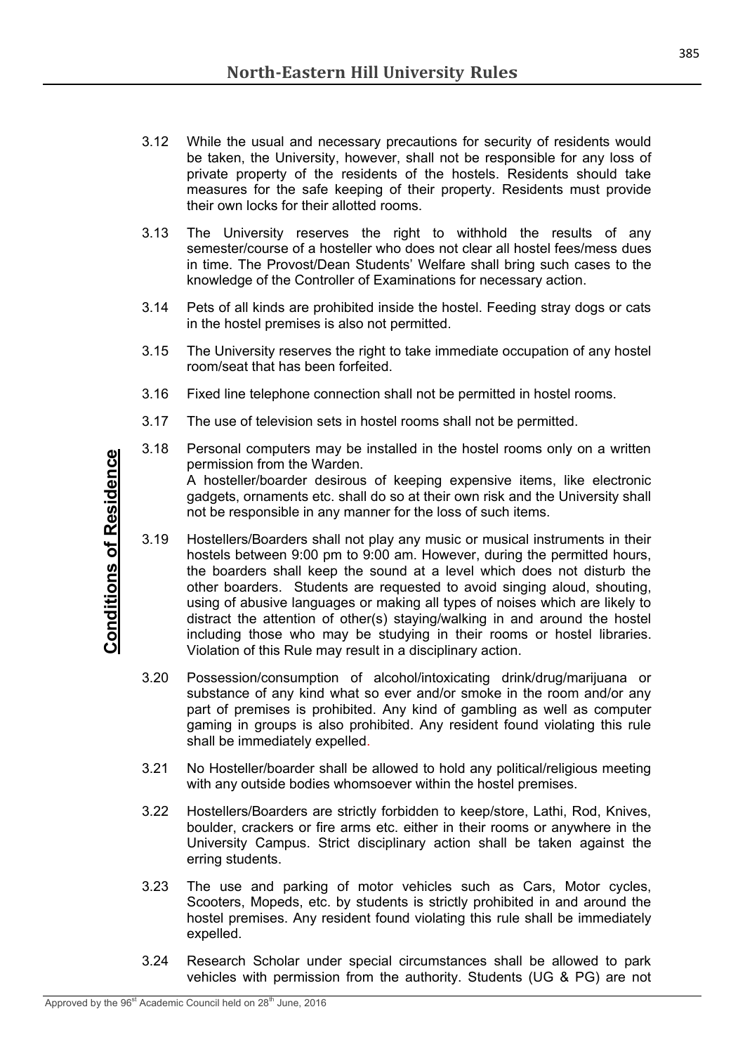3.12 While the usual and necessary precautions for security of residents would be taken, the University, however, shall not be responsible for any loss of private property of the residents of the hostels. Residents should take measures for the safe keeping of their property. Residents must provide their own locks for their allotted rooms.

3.13 The University reserves the right to withhold the results of any semester/course of a hosteller who does not clear all hostel fees/mess dues in time. The Provost/Dean Students' Welfare shall bring such cases to the knowledge of the Controller of Examinations for necessary action.

3.14 Pets of all kinds are prohibited inside the hostel. Feeding stray dogs or cats in the hostel premises is also not permitted.

3.15 The University reserves the right to take immediate occupation of any hostel room/seat that has been forfeited.

3.16 Fixed line telephone connection shall not be permitted in hostel rooms.

3.17 The use of television sets in hostel rooms shall not be permitted.

3.18 Personal computers may be installed in the hostel rooms only on a written permission from the Warden.
A hosteller/boarder desirous of keeping expensive items, like electronic gadgets, ornaments etc. shall do so at their own risk and the University shall not be responsible in any manner for the loss of such items.

3.19 Hostellers/Boarders shall not play any music or musical instruments in their hostels between 9:00 pm to 9:00 am. However, during the permitted hours, the boarders shall keep the sound at a level which does not disturb the other boarders. Students are requested to avoid singing aloud, shouting, using of abusive languages or making all types of noises which are likely to distract the attention of other(s) staying/walking in and around the hostel including those who may be studying in their rooms or hostel libraries. Violation of this Rule may result in a disciplinary action.

3.20 Possession/consumption of alcohol/intoxicating drink/drug/marijuana or substance of any kind what so ever and/or smoke in the room and/or any part of premises is prohibited. Any kind of gambling as well as computer gaming in groups is also prohibited. Any resident found violating this rule shall be immediately expelled.

3.21 No Hosteller/boarder shall be allowed to hold any political/religious meeting with any outside bodies whomsoever within the hostel premises.

3.22 Hostellers/Boarders are strictly forbidden to keep/store, Lathi, Rod, Knives, boulder, crackers or fire arms etc. either in their rooms or anywhere in the University Campus. Strict disciplinary action shall be taken against the erring students.

3.23 The use and parking of motor vehicles such as Cars, Motor cycles, Scooters, Mopeds, etc. by students is strictly prohibited in and around the hostel premises. Any resident found violating this rule shall be immediately expelled.

3.24 Research Scholar under special circumstances shall be allowed to park vehicles with permission from the authority. Students (UG & PG) are not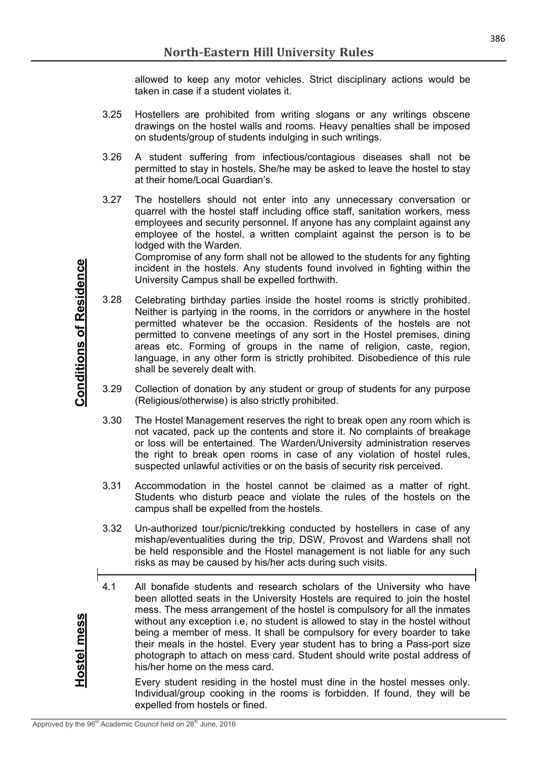allowed to keep any motor vehicles. Strict disciplinary actions would be taken in case if a student violates it.

**Conditions of Residence**

3.25 Hostellers are prohibited from writing slogans or any writings obscene drawings on the hostel walls and rooms. Heavy penalties shall be imposed on students/group of students indulging in such writings.

3.26 A student suffering from infectious/contagious diseases shall not be permitted to stay in hostels. She/he may be asked to leave the hostel to stay at their home/Local Guardian's.

3.27 The hostellers should not enter into any unnecessary conversation or quarrel with the hostel staff including office staff, sanitation workers, mess employees and security personnel. If anyone has any complaint against any employee of the hostel, a written complaint against the person is to be lodged with the Warden.

Compromise of any form shall not be allowed to the students for any fighting incident in the hostels. Any students found involved in fighting within the University Campus shall be expelled forthwith.

3.28 Celebrating birthday parties inside the hostel rooms is strictly prohibited. Neither is partying in the rooms, in the corridors or anywhere in the hostel permitted whatever be the occasion. Residents of the hostels are not permitted to convene meetings of any sort in the Hostel premises, dining areas etc. Forming of groups in the name of religion, caste, region, language, in any other form is strictly prohibited. Disobedience of this rule shall be severely dealt with.

3.29 Collection of donation by any student or group of students for any purpose (Religious/otherwise) is also strictly prohibited.

3.30 The Hostel Management reserves the right to break open any room which is not vacated, pack up the contents and store it. No complaints of breakage or loss will be entertained. The Warden/University administration reserves the right to break open rooms in case of any violation of hostel rules, suspected unlawful activities or on the basis of security risk perceived.

3.31 Accommodation in the hostel cannot be claimed as a matter of right. Students who disturb peace and violate the rules of the hostels on the campus shall be expelled from the hostels.

3.32 Un-authorized tour/picnic/trekking conducted by hostellers in case of any mishap/eventualities during the trip, DSW, Provost and Wardens shall not be held responsible and the Hostel management is not liable for any such risks as may be caused by his/her acts during such visits.

**Hostel mess**

4.1 All bonafide students and research scholars of the University who have been allotted seats in the University Hostels are required to join the hostel mess. The mess arrangement of the hostel is compulsory for all the inmates without any exception i.e, no student is allowed to stay in the hostel without being a member of mess. It shall be compulsory for every boarder to take their meals in the hostel. Every year student has to bring a Pass-port size photograph to attach on mess card. Student should write postal address of his/her home on the mess card.

Every student residing in the hostel must dine in the hostel messes only. Individual/group cooking in the rooms is forbidden. If found, they will be expelled from hostels or fined.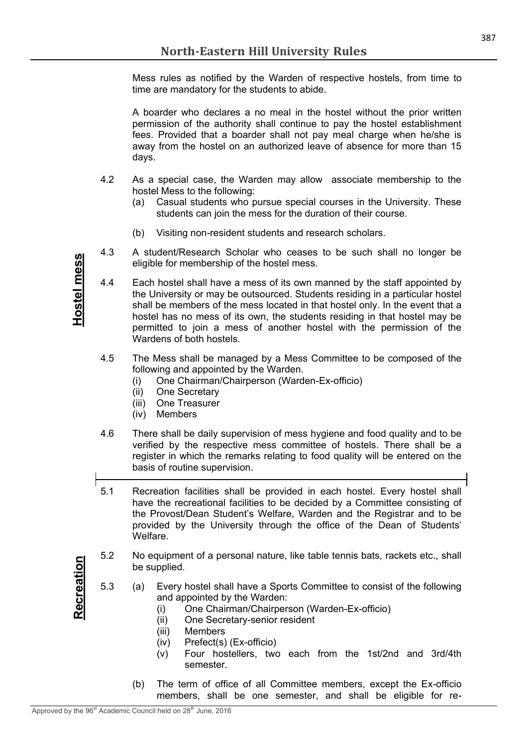**Hostel mess**

Mess rules as notified by the Warden of respective hostels, from time to time are mandatory for the students to abide.

A boarder who declares a no meal in the hostel without the prior written permission of the authority shall continue to pay the hostel establishment fees. Provided that a boarder shall not pay meal charge when he/she is away from the hostel on an authorized leave of absence for more than 15 days.

4.2 As a special case, the Warden may allow associate membership to the hostel Mess to the following:

- (a) Casual students who pursue special courses in the University. These students can join the mess for the duration of their course.
- (b) Visiting non-resident students and research scholars.

4.3 A student/Research Scholar who ceases to be such shall no longer be eligible for membership of the hostel mess.

4.4 Each hostel shall have a mess of its own manned by the staff appointed by the University or may be outsourced. Students residing in a particular hostel shall be members of the mess located in that hostel only. In the event that a hostel has no mess of its own, the students residing in that hostel may be permitted to join a mess of another hostel with the permission of the Wardens of both hostels.

4.5 The Mess shall be managed by a Mess Committee to be composed of the following and appointed by the Warden.

- (i) One Chairman/Chairperson (Warden-Ex-officio)
- (ii) One Secretary
- (iii) One Treasurer
- (iv) Members

4.6 There shall be daily supervision of mess hygiene and food quality and to be verified by the respective mess committee of hostels. There shall be a register in which the remarks relating to food quality will be entered on the basis of routine supervision.

**Recreation**

5.1 Recreation facilities shall be provided in each hostel. Every hostel shall have the recreational facilities to be decided by a Committee consisting of the Provost/Dean Student's Welfare, Warden and the Registrar and to be provided by the University through the office of the Dean of Students' Welfare.

5.2 No equipment of a personal nature, like table tennis bats, rackets etc., shall be supplied.

5.3 (a) Every hostel shall have a Sports Committee to consist of the following and appointed by the Warden:

- (i) One Chairman/Chairperson (Warden-Ex-officio)
- (ii) One Secretary-senior resident
- (iii) Members
- (iv) Prefect(s) (Ex-officio)
- (v) Four hostellers, two each from the 1st/2nd and 3rd/4th semester.

(b) The term of office of all Committee members, except the Ex-officio members, shall be one semester, and shall be eligible for re-

Approved by the 96st Academic Council held on 28th June, 2016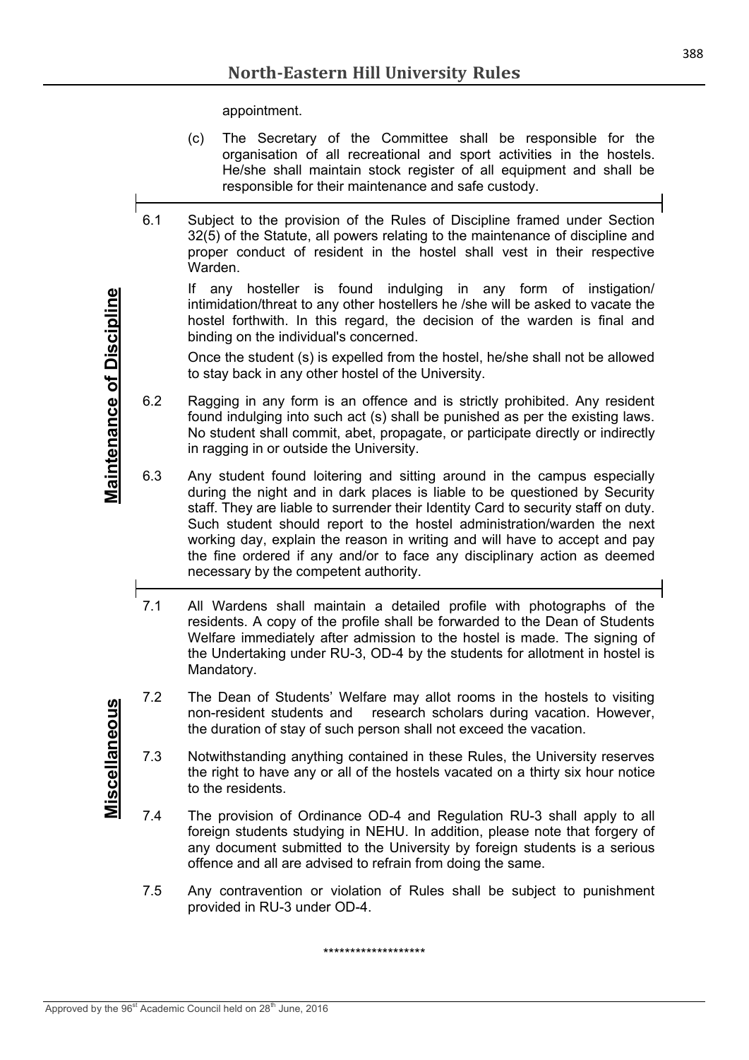appointment.

(c) The Secretary of the Committee shall be responsible for the organisation of all recreational and sport activities in the hostels. He/she shall maintain stock register of all equipment and shall be responsible for their maintenance and safe custody.

**Maintenance of Discipline**

6.1 Subject to the provision of the Rules of Discipline framed under Section 32(5) of the Statute, all powers relating to the maintenance of discipline and proper conduct of resident in the hostel shall vest in their respective Warden.

If any hosteller is found indulging in any form of instigation/ intimidation/threat to any other hostellers he /she will be asked to vacate the hostel forthwith. In this regard, the decision of the warden is final and binding on the individual's concerned.

Once the student (s) is expelled from the hostel, he/she shall not be allowed to stay back in any other hostel of the University.

6.2 Ragging in any form is an offence and is strictly prohibited. Any resident found indulging into such act (s) shall be punished as per the existing laws. No student shall commit, abet, propagate, or participate directly or indirectly in ragging in or outside the University.

6.3 Any student found loitering and sitting around in the campus especially during the night and in dark places is liable to be questioned by Security staff. They are liable to surrender their Identity Card to security staff on duty. Such student should report to the hostel administration/warden the next working day, explain the reason in writing and will have to accept and pay the fine ordered if any and/or to face any disciplinary action as deemed necessary by the competent authority.

**Miscellaneous**

7.1 All Wardens shall maintain a detailed profile with photographs of the residents. A copy of the profile shall be forwarded to the Dean of Students Welfare immediately after admission to the hostel is made. The signing of the Undertaking under RU-3, OD-4 by the students for allotment in hostel is Mandatory.

7.2 The Dean of Students' Welfare may allot rooms in the hostels to visiting non-resident students and research scholars during vacation. However, the duration of stay of such person shall not exceed the vacation.

7.3 Notwithstanding anything contained in these Rules, the University reserves the right to have any or all of the hostels vacated on a thirty six hour notice to the residents.

7.4 The provision of Ordinance OD-4 and Regulation RU-3 shall apply to all foreign students studying in NEHU. In addition, please note that forgery of any document submitted to the University by foreign students is a serious offence and all are advised to refrain from doing the same.

7.5 Any contravention or violation of Rules shall be subject to punishment provided in RU-3 under OD-4.

*******************